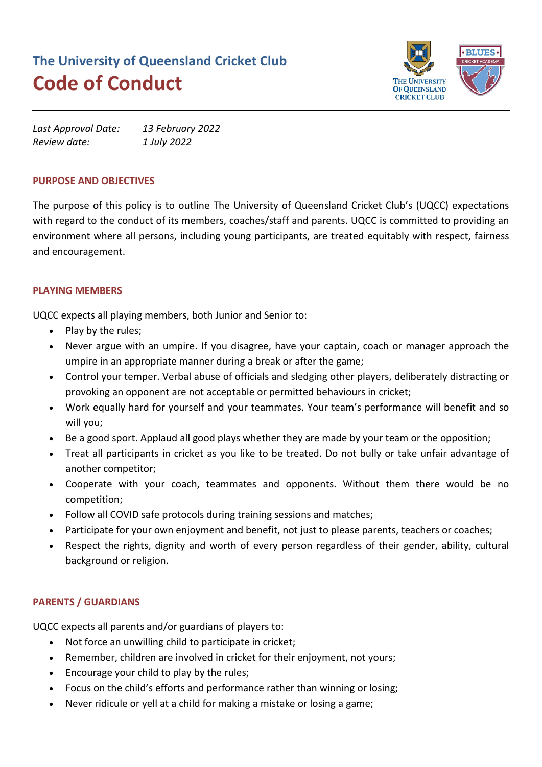# The University of Queensland Cricket Club

# Code of Conduct

*Last Approval Date:* *13 February 2022*
*Review date:* *1 July 2022*

---

## PURPOSE AND OBJECTIVES

The purpose of this policy is to outline The University of Queensland Cricket Club's (UQCC) expectations with regard to the conduct of its members, coaches/staff and parents. UQCC is committed to providing an environment where all persons, including young participants, are treated equitably with respect, fairness and encouragement.

## PLAYING MEMBERS

UQCC expects all playing members, both Junior and Senior to:

- Play by the rules;
- Never argue with an umpire. If you disagree, have your captain, coach or manager approach the umpire in an appropriate manner during a break or after the game;
- Control your temper. Verbal abuse of officials and sledging other players, deliberately distracting or provoking an opponent are not acceptable or permitted behaviours in cricket;
- Work equally hard for yourself and your teammates. Your team's performance will benefit and so will you;
- Be a good sport. Applaud all good plays whether they are made by your team or the opposition;
- Treat all participants in cricket as you like to be treated. Do not bully or take unfair advantage of another competitor;
- Cooperate with your coach, teammates and opponents. Without them there would be no competition;
- Follow all COVID safe protocols during training sessions and matches;
- Participate for your own enjoyment and benefit, not just to please parents, teachers or coaches;
- Respect the rights, dignity and worth of every person regardless of their gender, ability, cultural background or religion.

## PARENTS / GUARDIANS

UQCC expects all parents and/or guardians of players to:

- Not force an unwilling child to participate in cricket;
- Remember, children are involved in cricket for their enjoyment, not yours;
- Encourage your child to play by the rules;
- Focus on the child's efforts and performance rather than winning or losing;
- Never ridicule or yell at a child for making a mistake or losing a game;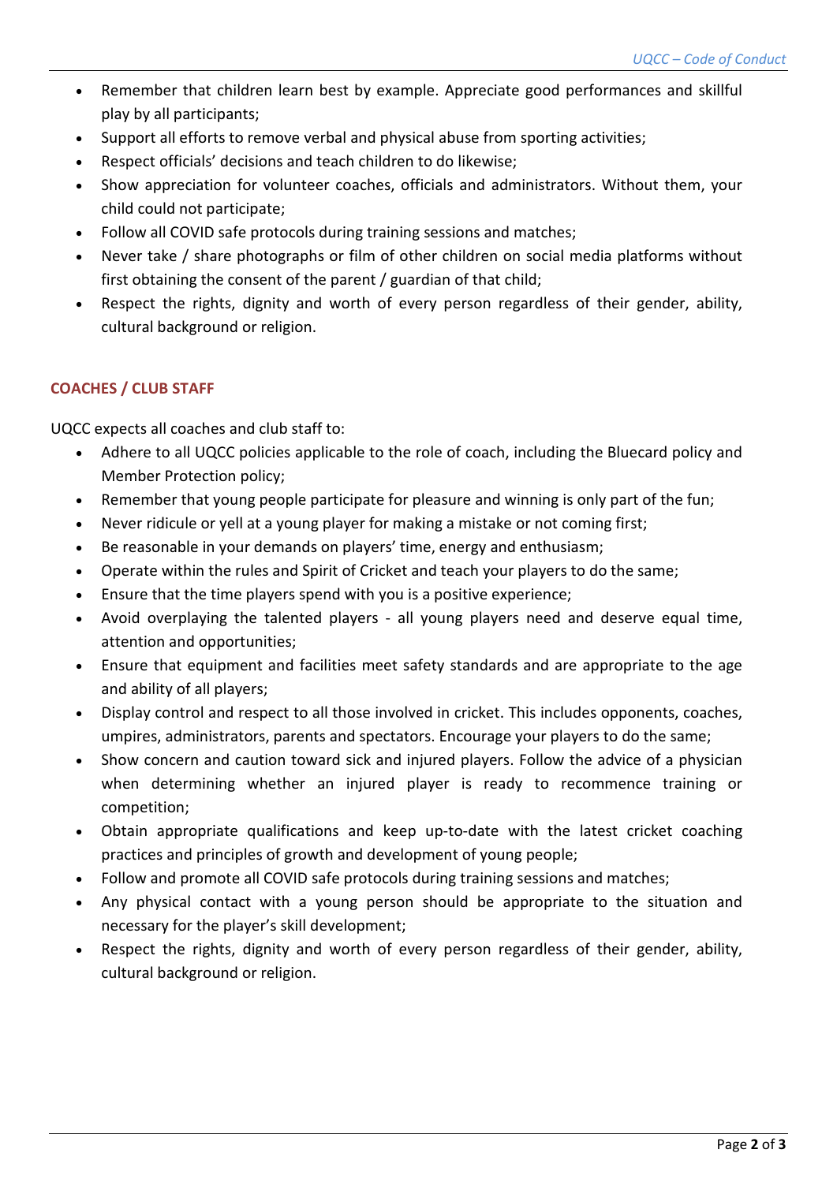- Remember that children learn best by example. Appreciate good performances and skillful play by all participants;
- Support all efforts to remove verbal and physical abuse from sporting activities;
- Respect officials' decisions and teach children to do likewise;
- Show appreciation for volunteer coaches, officials and administrators. Without them, your child could not participate;
- Follow all COVID safe protocols during training sessions and matches;
- Never take / share photographs or film of other children on social media platforms without first obtaining the consent of the parent / guardian of that child;
- Respect the rights, dignity and worth of every person regardless of their gender, ability, cultural background or religion.

## COACHES / CLUB STAFF

UQCC expects all coaches and club staff to:

- Adhere to all UQCC policies applicable to the role of coach, including the Bluecard policy and Member Protection policy;
- Remember that young people participate for pleasure and winning is only part of the fun;
- Never ridicule or yell at a young player for making a mistake or not coming first;
- Be reasonable in your demands on players' time, energy and enthusiasm;
- Operate within the rules and Spirit of Cricket and teach your players to do the same;
- Ensure that the time players spend with you is a positive experience;
- Avoid overplaying the talented players - all young players need and deserve equal time, attention and opportunities;
- Ensure that equipment and facilities meet safety standards and are appropriate to the age and ability of all players;
- Display control and respect to all those involved in cricket. This includes opponents, coaches, umpires, administrators, parents and spectators. Encourage your players to do the same;
- Show concern and caution toward sick and injured players. Follow the advice of a physician when determining whether an injured player is ready to recommence training or competition;
- Obtain appropriate qualifications and keep up-to-date with the latest cricket coaching practices and principles of growth and development of young people;
- Follow and promote all COVID safe protocols during training sessions and matches;
- Any physical contact with a young person should be appropriate to the situation and necessary for the player's skill development;
- Respect the rights, dignity and worth of every person regardless of their gender, ability, cultural background or religion.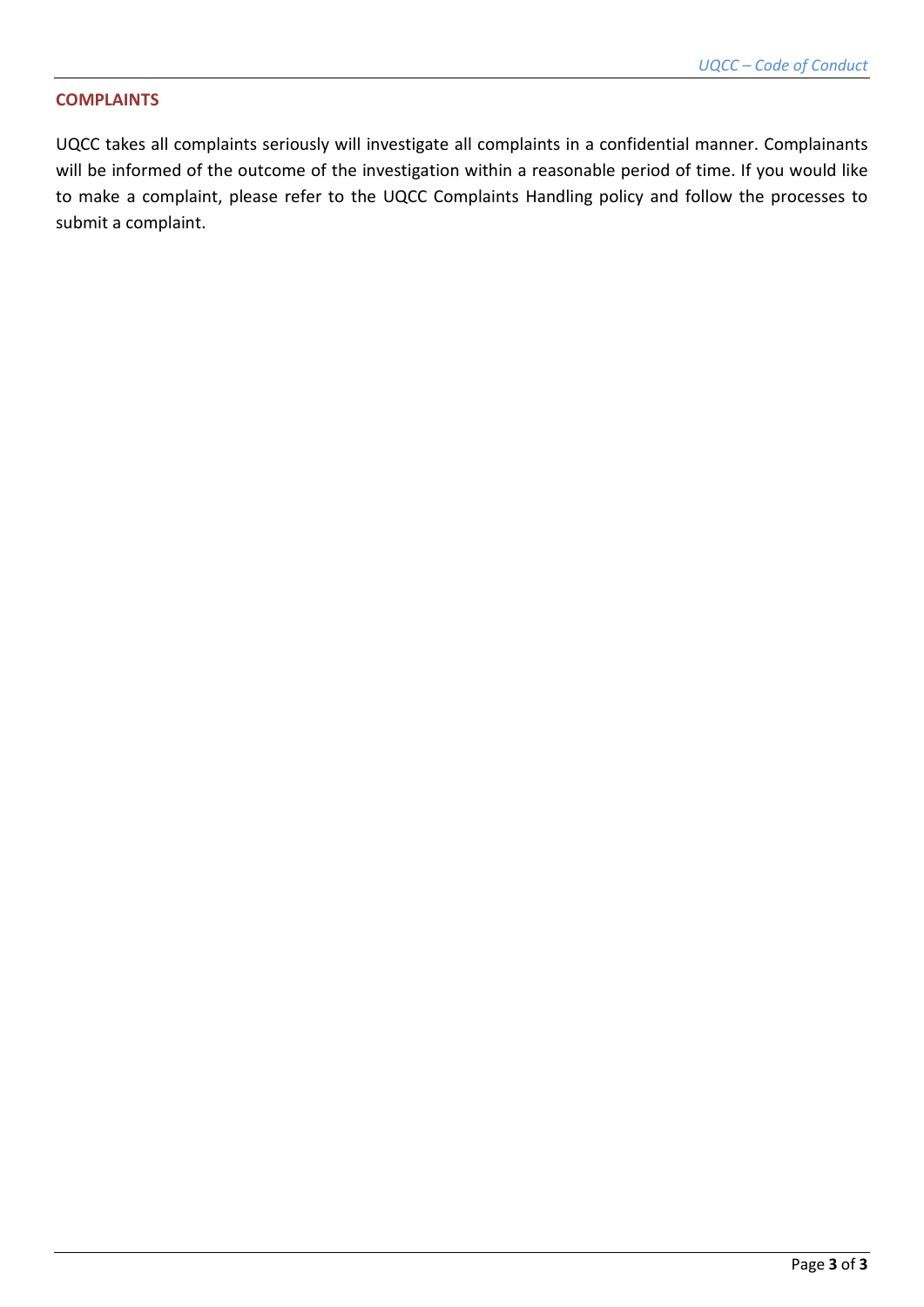## COMPLAINTS

UQCC takes all complaints seriously will investigate all complaints in a confidential manner. Complainants will be informed of the outcome of the investigation within a reasonable period of time. If you would like to make a complaint, please refer to the UQCC Complaints Handling policy and follow the processes to submit a complaint.